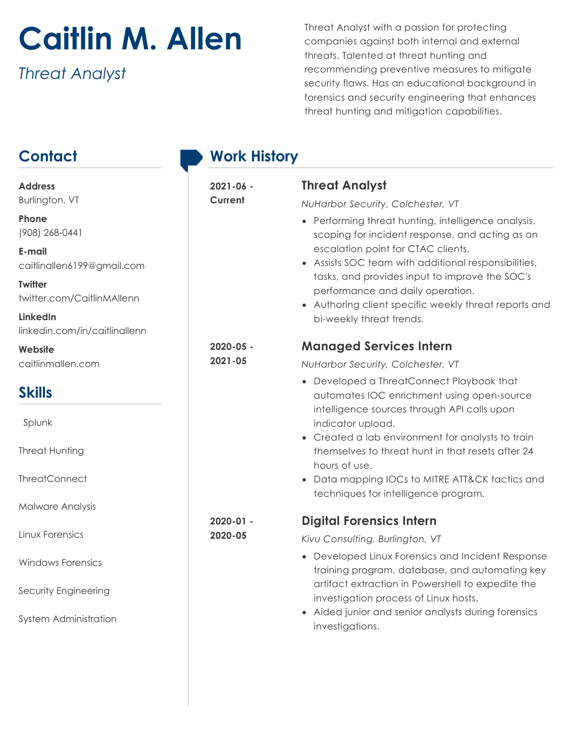# Caitlin M. Allen

*Threat Analyst*

Threat Analyst with a passion for protecting companies against both internal and external threats. Talented at threat hunting and recommending preventive measures to mitigate security flaws. Has an educational background in forensics and security engineering that enhances threat hunting and mitigation capabilities.

## Contact

**Address**
Burlington, VT

**Phone**
(908) 268-0441

**E-mail**
caitlinallen6199@gmail.com

**Twitter**
twitter.com/CaitlinMAllenn

**LinkedIn**
linkedin.com/in/caitlinallenn

**Website**
caitlinmallen.com

## Skills

- Splunk
- Threat Hunting
- ThreatConnect
- Malware Analysis
- Linux Forensics
- Windows Forensics
- Security Engineering
- System Administration

## Work History

**2021-06 - Current**

### Threat Analyst

*NuHarbor Security, Colchester, VT*

- Performing threat hunting, intelligence analysis, scoping for incident response, and acting as an escalation point for CTAC clients.
- Assists SOC team with additional responsibilities, tasks, and provides input to improve the SOC's performance and daily operation.
- Authoring client specific weekly threat reports and bi-weekly threat trends.

**2020-05 - 2021-05**

### Managed Services Intern

*NuHarbor Security, Colchester, VT*

- Developed a ThreatConnect Playbook that automates IOC enrichment using open-source intelligence sources through API calls upon indicator upload.
- Created a lab environment for analysts to train themselves to threat hunt in that resets after 24 hours of use.
- Data mapping IOCs to MITRE ATT&CK tactics and techniques for intelligence program.

**2020-01 - 2020-05**

### Digital Forensics Intern

*Kivu Consulting, Burlington, VT*

- Developed Linux Forensics and Incident Response training program, database, and automating key artifact extraction in Powershell to expedite the investigation process of Linux hosts.
- Aided junior and senior analysts during forensics investigations.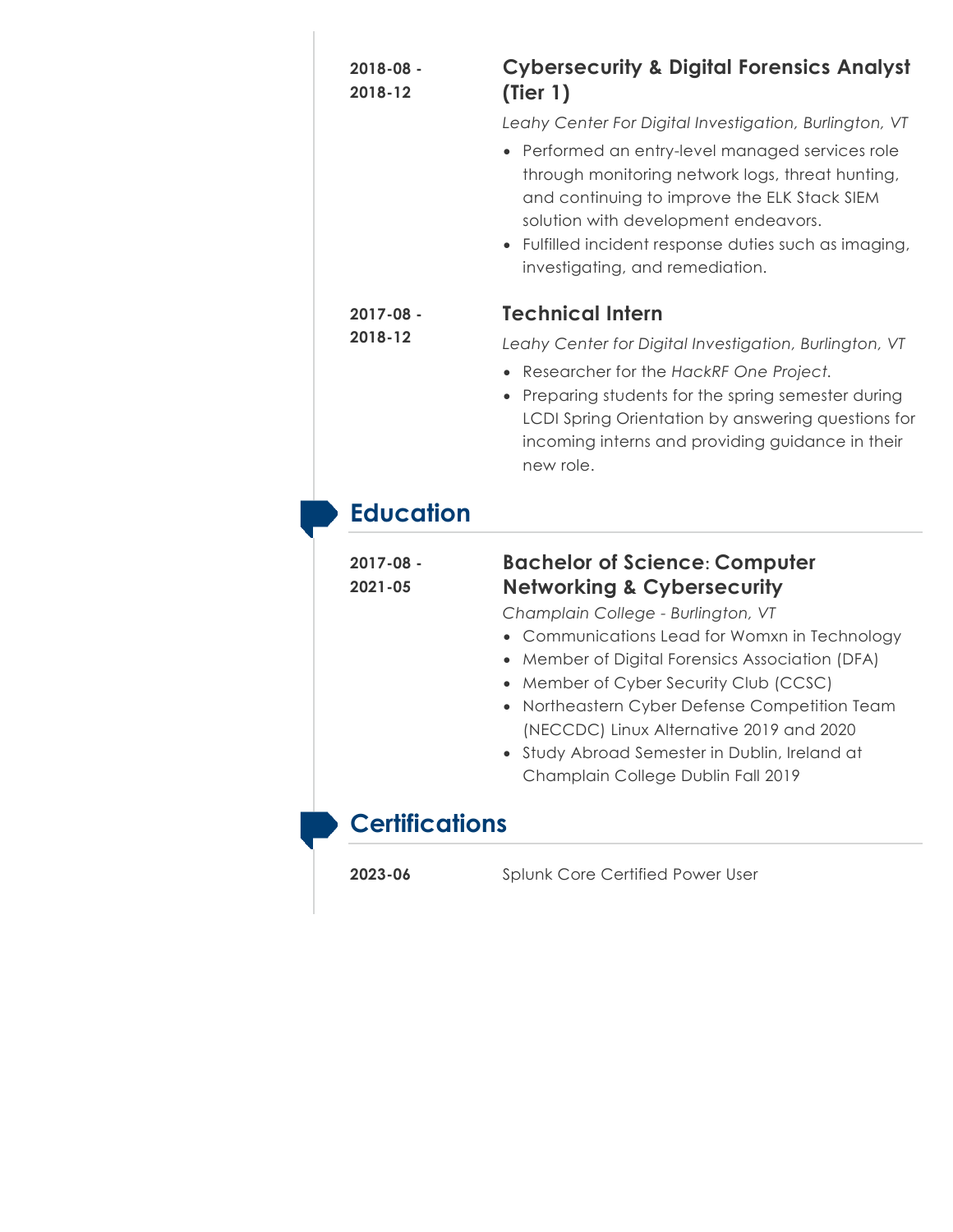**2018-08 - 2018-12**

### Cybersecurity & Digital Forensics Analyst (Tier 1)

*Leahy Center For Digital Investigation, Burlington, VT*

- Performed an entry-level managed services role through monitoring network logs, threat hunting, and continuing to improve the ELK Stack SIEM solution with development endeavors.
- Fulfilled incident response duties such as imaging, investigating, and remediation.

**2017-08 - 2018-12**

### Technical Intern

*Leahy Center for Digital Investigation, Burlington, VT*

- Researcher for the *HackRF One Project*.
- Preparing students for the spring semester during LCDI Spring Orientation by answering questions for incoming interns and providing guidance in their new role.

## Education

**2017-08 - 2021-05**

### Bachelor of Science: Computer Networking & Cybersecurity

*Champlain College - Burlington, VT*

- Communications Lead for Womxn in Technology
- Member of Digital Forensics Association (DFA)
- Member of Cyber Security Club (CCSC)
- Northeastern Cyber Defense Competition Team (NECCDC) Linux Alternative 2019 and 2020
- Study Abroad Semester in Dublin, Ireland at Champlain College Dublin Fall 2019

## Certifications

**2023-06** Splunk Core Certified Power User